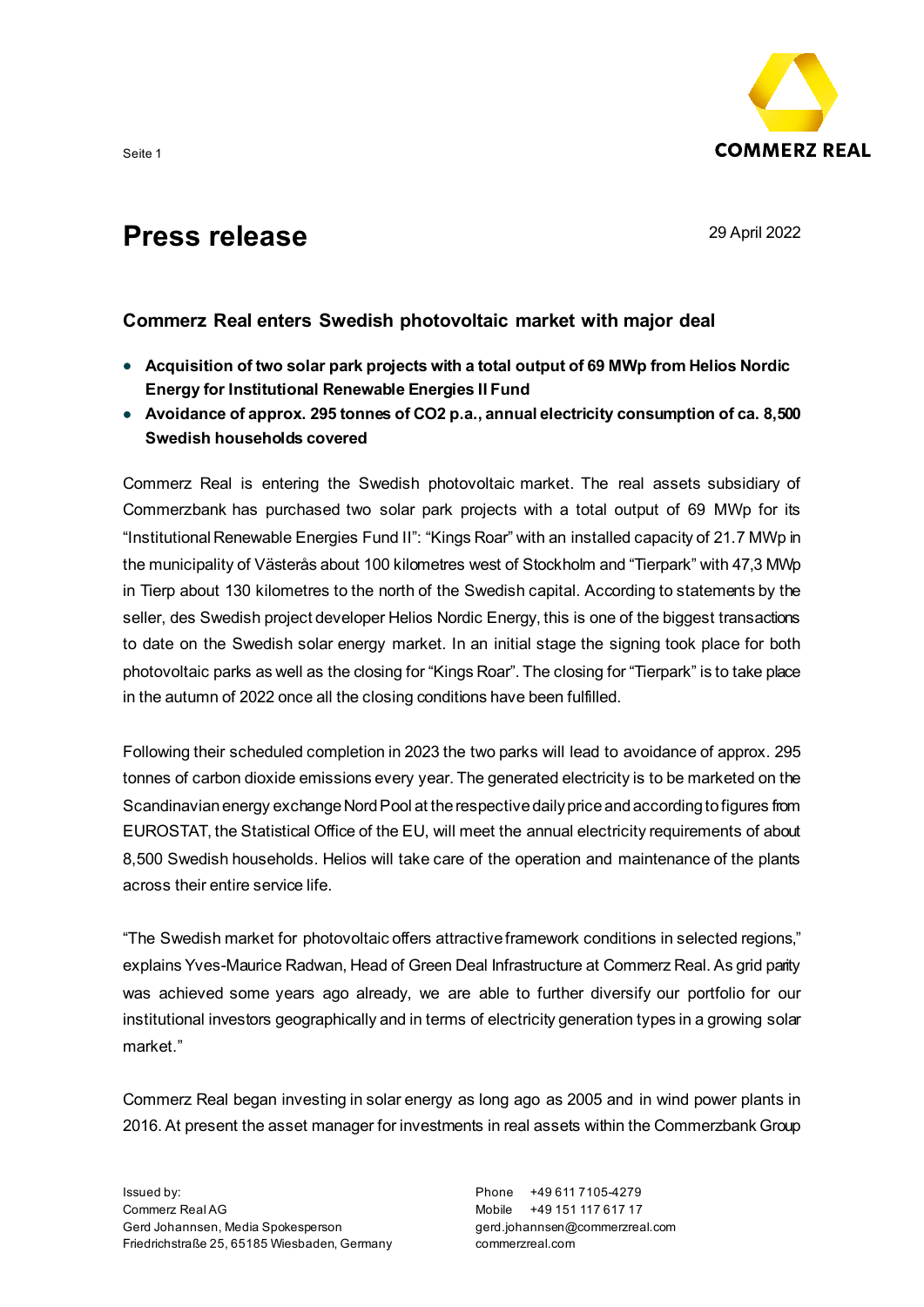# Press release

29 April 2022

## Commerz Real enters Swedish photovoltaic market with major deal

- **Acquisition of two solar park projects with a total output of 69 MWp from Helios Nordic Energy for Institutional Renewable Energies II Fund**
- **Avoidance of approx. 295 tonnes of $CO_2$ p.a., annual electricity consumption of ca. 8,500 Swedish households covered**

Commerz Real is entering the Swedish photovoltaic market. The real assets subsidiary of Commerzbank has purchased two solar park projects with a total output of 69 MWp for its "Institutional Renewable Energies Fund II": "Kings Roar" with an installed capacity of 21.7 MWp in the municipality of Västerås about 100 kilometres west of Stockholm and "Tierpark" with 47,3 MWp in Tierp about 130 kilometres to the north of the Swedish capital. According to statements by the seller, des Swedish project developer Helios Nordic Energy, this is one of the biggest transactions to date on the Swedish solar energy market. In an initial stage the signing took place for both photovoltaic parks as well as the closing for "Kings Roar". The closing for "Tierpark" is to take place in the autumn of 2022 once all the closing conditions have been fulfilled.

Following their scheduled completion in 2023 the two parks will lead to avoidance of approx. 295 tonnes of carbon dioxide emissions every year. The generated electricity is to be marketed on the Scandinavian energy exchange Nord Pool at the respective daily price and according to figures from EUROSTAT, the Statistical Office of the EU, will meet the annual electricity requirements of about 8,500 Swedish households. Helios will take care of the operation and maintenance of the plants across their entire service life.

"The Swedish market for photovoltaic offers attractive framework conditions in selected regions," explains Yves-Maurice Radwan, Head of Green Deal Infrastructure at Commerz Real. As grid parity was achieved some years ago already, we are able to further diversify our portfolio for our institutional investors geographically and in terms of electricity generation types in a growing solar market."

Commerz Real began investing in solar energy as long ago as 2005 and in wind power plants in 2016. At present the asset manager for investments in real assets within the Commerzbank Group

Issued by:
Commerz Real AG
Gerd Johannsen, Media Spokesperson
Friedrichstraße 25, 65185 Wiesbaden, Germany

Phone +49 611 7105-4279
Mobile +49 151 117 617 17
gerd.johannsen@commerzreal.com
commerzreal.com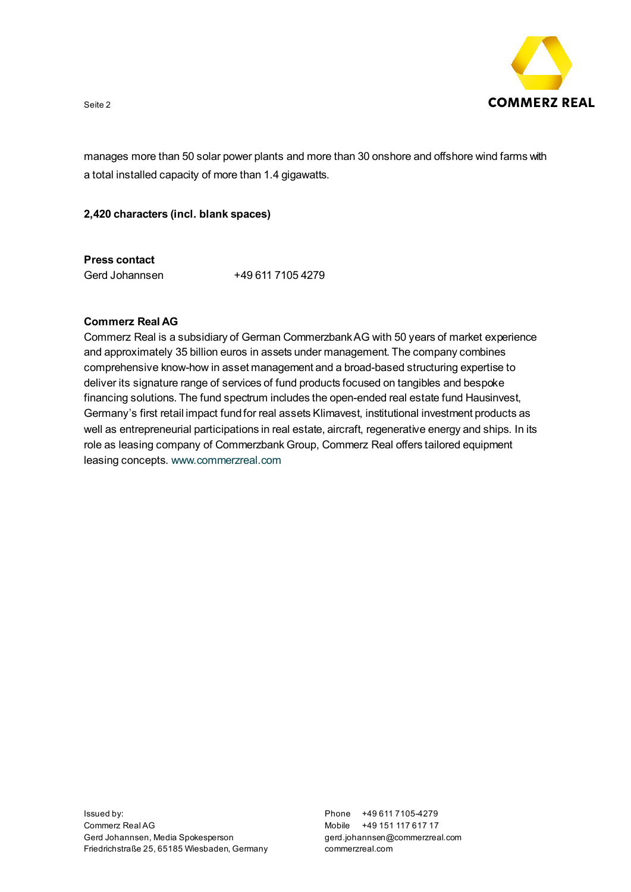manages more than 50 solar power plants and more than 30 onshore and offshore wind farms with a total installed capacity of more than 1.4 gigawatts.

**2,420 characters (incl. blank spaces)**

**Press contact**

Gerd Johannsen +49 611 7105 4279

**Commerz Real AG**

Commerz Real is a subsidiary of German Commerzbank AG with 50 years of market experience and approximately 35 billion euros in assets under management. The company combines comprehensive know-how in asset management and a broad-based structuring expertise to deliver its signature range of services of fund products focused on tangibles and bespoke financing solutions. The fund spectrum includes the open-ended real estate fund Hausinvest, Germany's first retail impact fund for real assets Klimavest, institutional investment products as well as entrepreneurial participations in real estate, aircraft, regenerative energy and ships. In its role as leasing company of Commerzbank Group, Commerz Real offers tailored equipment leasing concepts. www.commerzreal.com

Issued by:
Commerz Real AG
Gerd Johannsen, Media Spokesperson
Friedrichstraße 25, 65185 Wiesbaden, Germany

Phone +49 611 7105-4279
Mobile +49 151 117 617 17
gerd.johannsen@commerzreal.com
commerzreal.com